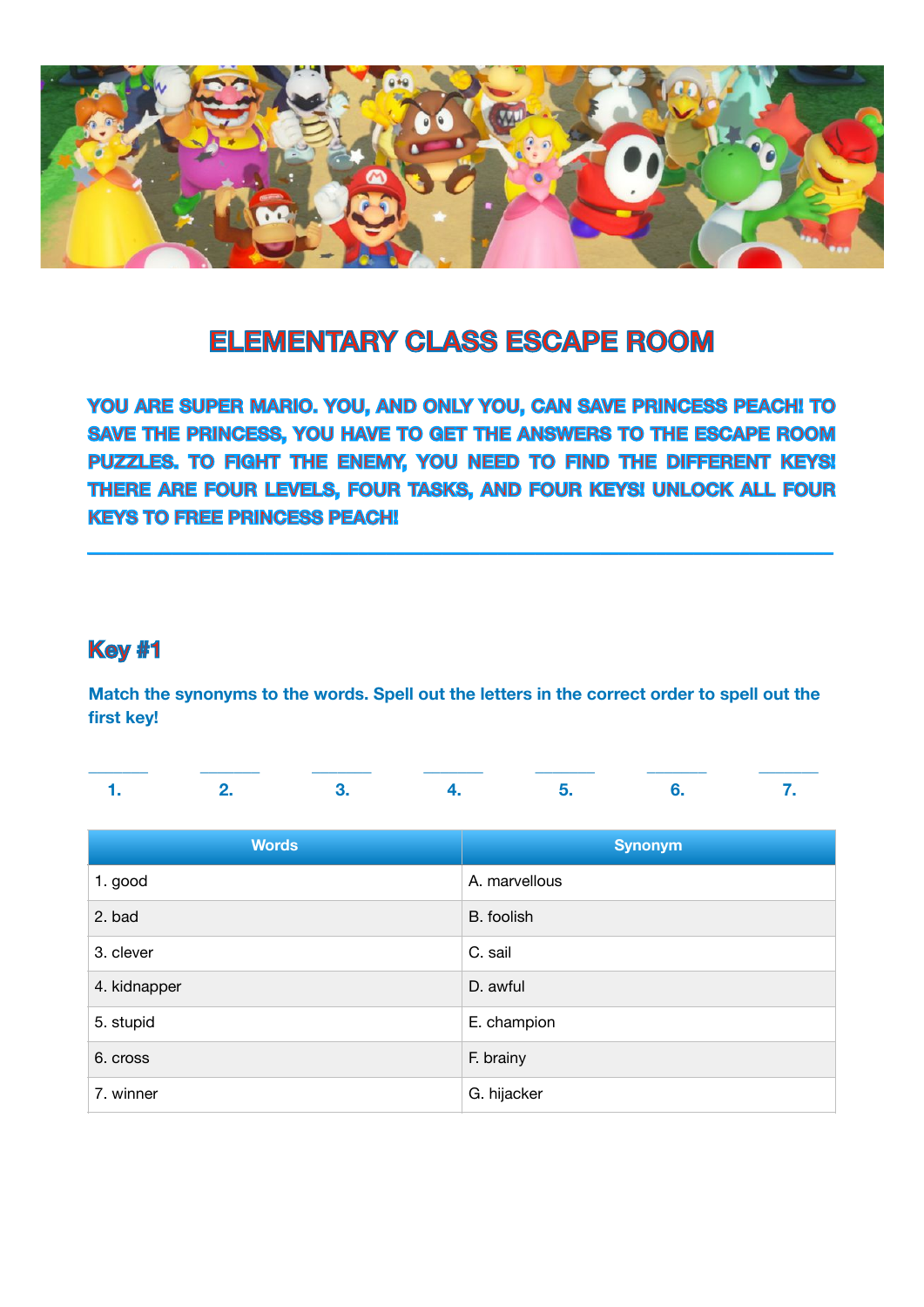# ELEMENTARY CLASS ESCAPE ROOM

**YOU ARE SUPER MARIO. YOU, AND ONLY YOU, CAN SAVE PRINCESS PEACH! TO SAVE THE PRINCESS, YOU HAVE TO GET THE ANSWERS TO THE ESCAPE ROOM PUZZLES. TO FIGHT THE ENEMY, YOU NEED TO FIND THE DIFFERENT KEYS! THERE ARE FOUR LEVELS, FOUR TASKS, AND FOUR KEYS! UNLOCK ALL FOUR KEYS TO FREE PRINCESS PEACH!**

---

## Key #1

**Match the synonyms to the words. Spell out the letters in the correct order to spell out the first key!**

______ ______ ______ ______ ______ ______ ______
**1.** **2.** **3.** **4.** **5.** **6.** **7.**

| Words | Synonym |
|---|---|
| 1. good | A. marvellous |
| 2. bad | B. foolish |
| 3. clever | C. sail |
| 4. kidnapper | D. awful |
| 5. stupid | E. champion |
| 6. cross | F. brainy |
| 7. winner | G. hijacker |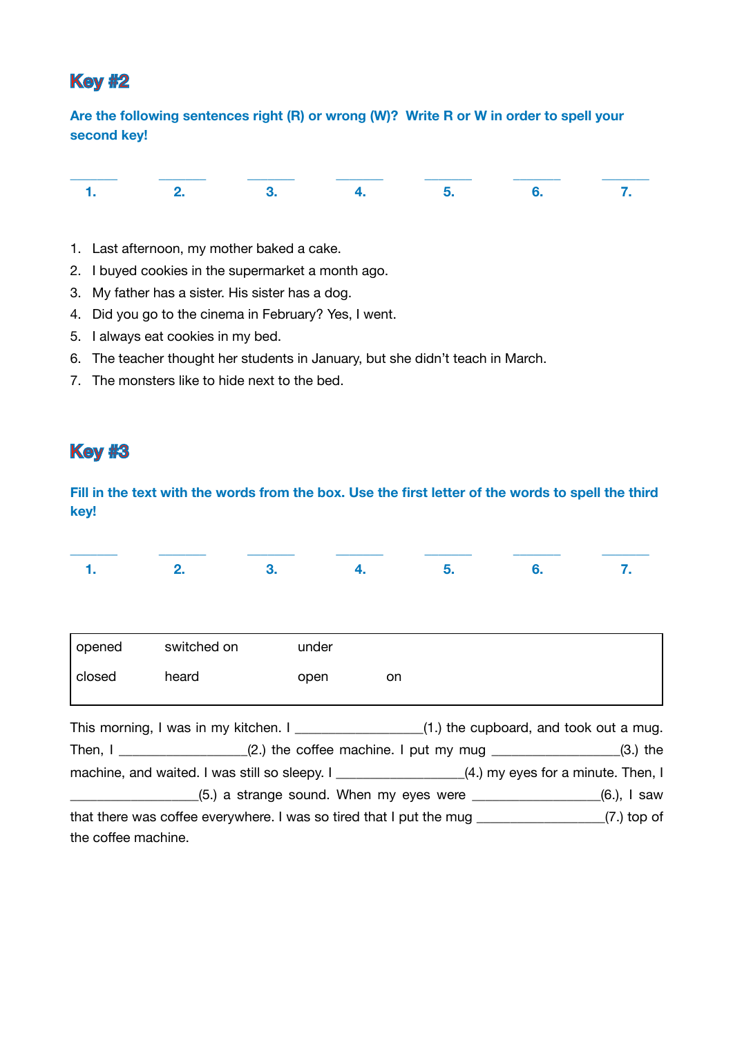## Key #2

**Are the following sentences right (R) or wrong (W)? Write R or W in order to spell your second key!**

| _____ | _____ | _____ | _____ | _____ | _____ | _____ |
|---|---|---|---|---|---|---|
| **1.** | **2.** | **3.** | **4.** | **5.** | **6.** | **7.** |

1. Last afternoon, my mother baked a cake.
2. I buyed cookies in the supermarket a month ago.
3. My father has a sister. His sister has a dog.
4. Did you go to the cinema in February? Yes, I went.
5. I always eat cookies in my bed.
6. The teacher thought her students in January, but she didn't teach in March.
7. The monsters like to hide next to the bed.

## Key #3

**Fill in the text with the words from the box. Use the first letter of the words to spell the third key!**

| _____ | _____ | _____ | _____ | _____ | _____ | _____ |
|---|---|---|---|---|---|---|
| **1.** | **2.** | **3.** | **4.** | **5.** | **6.** | **7.** |

| | | | |
|---|---|---|---|
| opened | switched on | under | |
| closed | heard | open | on |

This morning, I was in my kitchen. I _________________(1.) the cupboard, and took out a mug. Then, I _________________(2.) the coffee machine. I put my mug _________________(3.) the machine, and waited. I was still so sleepy. I _________________(4.) my eyes for a minute. Then, I _________________(5.) a strange sound. When my eyes were _________________(6.), I saw that there was coffee everywhere. I was so tired that I put the mug _________________(7.) top of the coffee machine.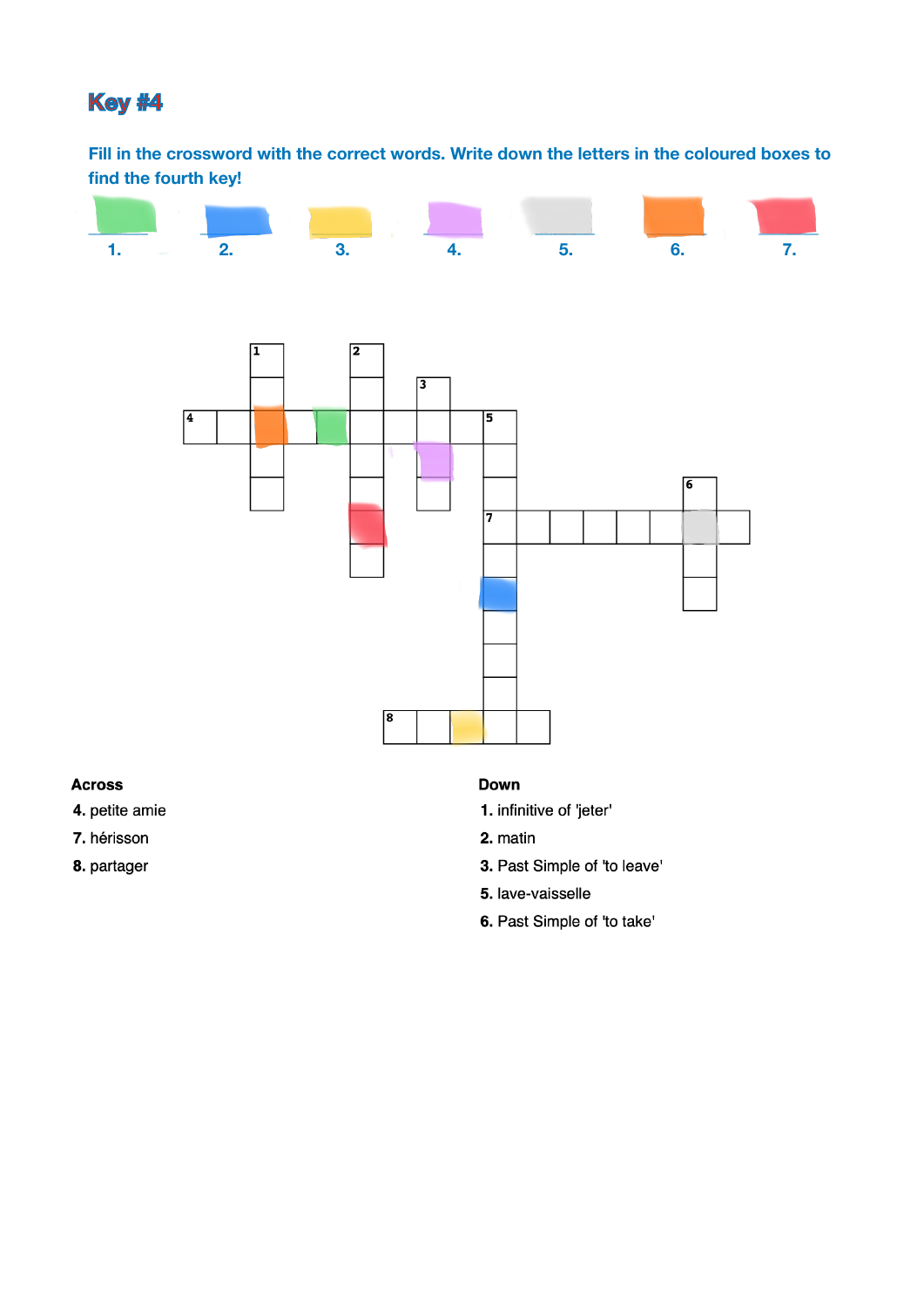# Key #4

Fill in the crossword with the correct words. Write down the letters in the coloured boxes to find the fourth key!

1. 2. 3. 4. 5. 6. 7.

**Across**

**4.** petite amie

**7.** hérisson

**8.** partager

**Down**

**1.** infinitive of 'jeter'

**2.** matin

**3.** Past Simple of 'to leave'

**5.** lave-vaisselle

**6.** Past Simple of 'to take'